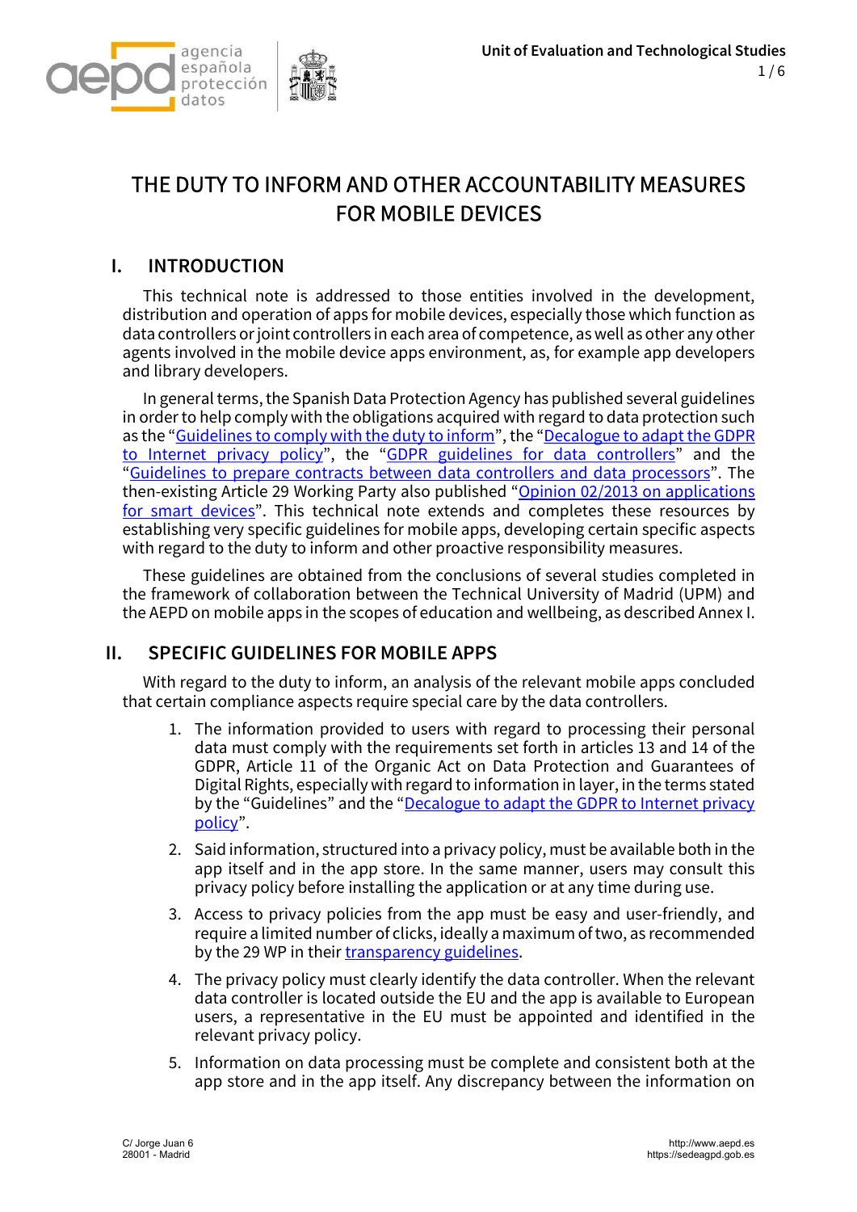# THE DUTY TO INFORM AND OTHER ACCOUNTABILITY MEASURES FOR MOBILE DEVICES

## I. INTRODUCTION

This technical note is addressed to those entities involved in the development, distribution and operation of apps for mobile devices, especially those which function as data controllers or joint controllers in each area of competence, as well as other any other agents involved in the mobile device apps environment, as, for example app developers and library developers.

In general terms, the Spanish Data Protection Agency has published several guidelines in order to help comply with the obligations acquired with regard to data protection such as the "Guidelines to comply with the duty to inform", the "Decalogue to adapt the GDPR to Internet privacy policy", the "GDPR guidelines for data controllers" and the "Guidelines to prepare contracts between data controllers and data processors". The then-existing Article 29 Working Party also published "Opinion 02/2013 on applications for smart devices". This technical note extends and completes these resources by establishing very specific guidelines for mobile apps, developing certain specific aspects with regard to the duty to inform and other proactive responsibility measures.

These guidelines are obtained from the conclusions of several studies completed in the framework of collaboration between the Technical University of Madrid (UPM) and the AEPD on mobile apps in the scopes of education and wellbeing, as described Annex I.

## II. SPECIFIC GUIDELINES FOR MOBILE APPS

With regard to the duty to inform, an analysis of the relevant mobile apps concluded that certain compliance aspects require special care by the data controllers.

1. The information provided to users with regard to processing their personal data must comply with the requirements set forth in articles 13 and 14 of the GDPR, Article 11 of the Organic Act on Data Protection and Guarantees of Digital Rights, especially with regard to information in layer, in the terms stated by the "Guidelines" and the "Decalogue to adapt the GDPR to Internet privacy policy".
2. Said information, structured into a privacy policy, must be available both in the app itself and in the app store. In the same manner, users may consult this privacy policy before installing the application or at any time during use.
3. Access to privacy policies from the app must be easy and user-friendly, and require a limited number of clicks, ideally a maximum of two, as recommended by the 29 WP in their transparency guidelines.
4. The privacy policy must clearly identify the data controller. When the relevant data controller is located outside the EU and the app is available to European users, a representative in the EU must be appointed and identified in the relevant privacy policy.
5. Information on data processing must be complete and consistent both at the app store and in the app itself. Any discrepancy between the information on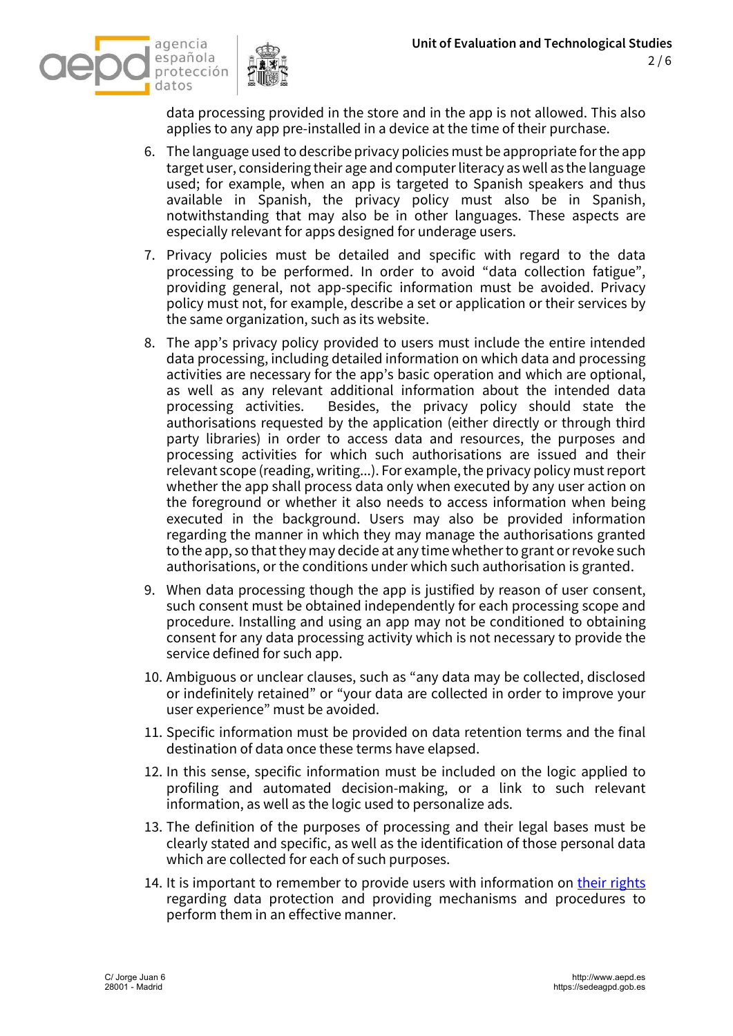data processing provided in the store and in the app is not allowed. This also applies to any app pre-installed in a device at the time of their purchase.

6. The language used to describe privacy policies must be appropriate for the app target user, considering their age and computer literacy as well as the language used; for example, when an app is targeted to Spanish speakers and thus available in Spanish, the privacy policy must also be in Spanish, notwithstanding that may also be in other languages. These aspects are especially relevant for apps designed for underage users.
7. Privacy policies must be detailed and specific with regard to the data processing to be performed. In order to avoid "data collection fatigue", providing general, not app-specific information must be avoided. Privacy policy must not, for example, describe a set or application or their services by the same organization, such as its website.
8. The app's privacy policy provided to users must include the entire intended data processing, including detailed information on which data and processing activities are necessary for the app's basic operation and which are optional, as well as any relevant additional information about the intended data processing activities. Besides, the privacy policy should state the authorisations requested by the application (either directly or through third party libraries) in order to access data and resources, the purposes and processing activities for which such authorisations are issued and their relevant scope (reading, writing...). For example, the privacy policy must report whether the app shall process data only when executed by any user action on the foreground or whether it also needs to access information when being executed in the background. Users may also be provided information regarding the manner in which they may manage the authorisations granted to the app, so that they may decide at any time whether to grant or revoke such authorisations, or the conditions under which such authorisation is granted.
9. When data processing though the app is justified by reason of user consent, such consent must be obtained independently for each processing scope and procedure. Installing and using an app may not be conditioned to obtaining consent for any data processing activity which is not necessary to provide the service defined for such app.
10. Ambiguous or unclear clauses, such as "any data may be collected, disclosed or indefinitely retained" or "your data are collected in order to improve your user experience" must be avoided.
11. Specific information must be provided on data retention terms and the final destination of data once these terms have elapsed.
12. In this sense, specific information must be included on the logic applied to profiling and automated decision-making, or a link to such relevant information, as well as the logic used to personalize ads.
13. The definition of the purposes of processing and their legal bases must be clearly stated and specific, as well as the identification of those personal data which are collected for each of such purposes.
14. It is important to remember to provide users with information on their rights regarding data protection and providing mechanisms and procedures to perform them in an effective manner.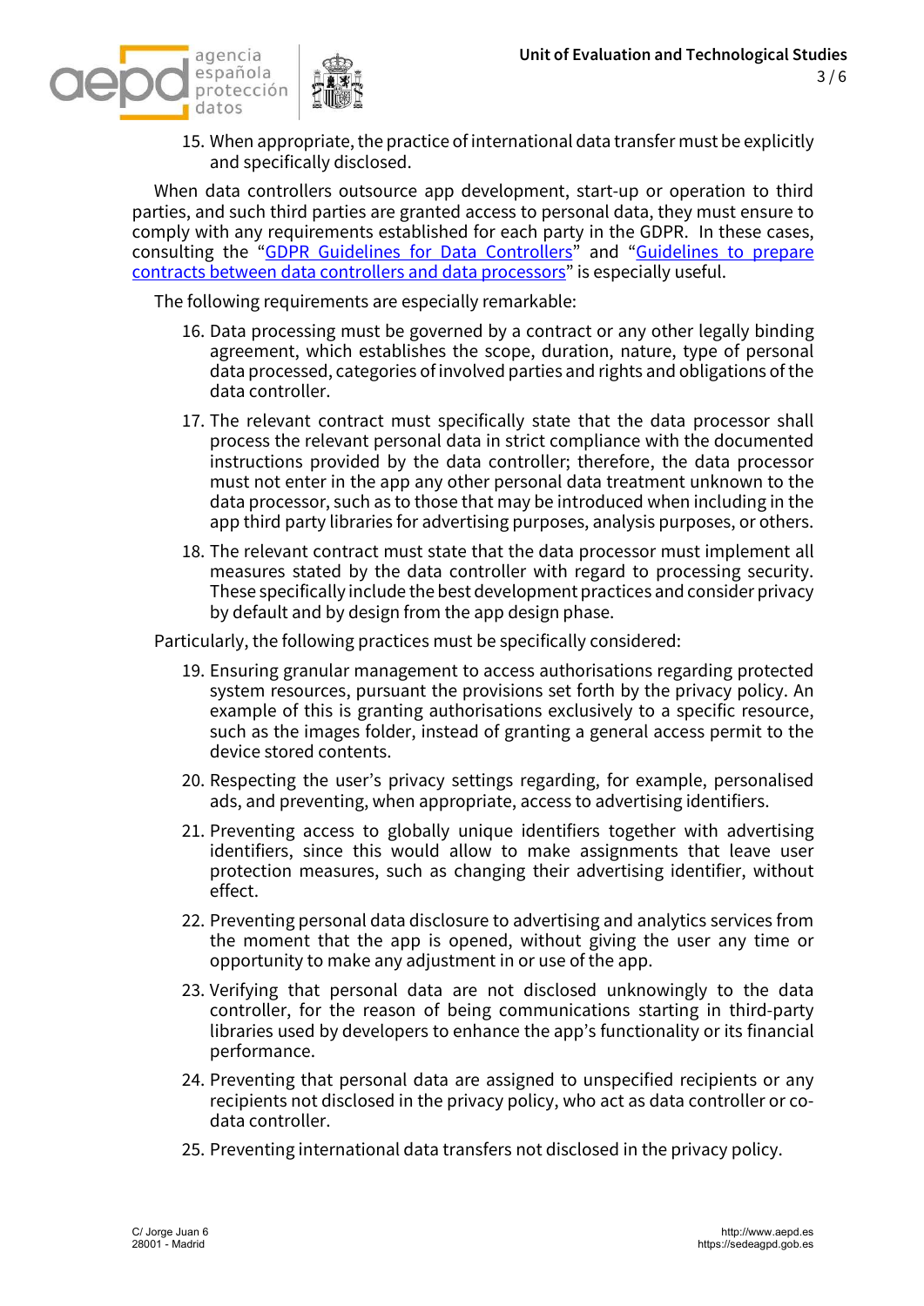15. When appropriate, the practice of international data transfer must be explicitly and specifically disclosed.

When data controllers outsource app development, start-up or operation to third parties, and such third parties are granted access to personal data, they must ensure to comply with any requirements established for each party in the GDPR. In these cases, consulting the "GDPR Guidelines for Data Controllers" and "Guidelines to prepare contracts between data controllers and data processors" is especially useful.

The following requirements are especially remarkable:

16. Data processing must be governed by a contract or any other legally binding agreement, which establishes the scope, duration, nature, type of personal data processed, categories of involved parties and rights and obligations of the data controller.
17. The relevant contract must specifically state that the data processor shall process the relevant personal data in strict compliance with the documented instructions provided by the data controller; therefore, the data processor must not enter in the app any other personal data treatment unknown to the data processor, such as to those that may be introduced when including in the app third party libraries for advertising purposes, analysis purposes, or others.
18. The relevant contract must state that the data processor must implement all measures stated by the data controller with regard to processing security. These specifically include the best development practices and consider privacy by default and by design from the app design phase.

Particularly, the following practices must be specifically considered:

19. Ensuring granular management to access authorisations regarding protected system resources, pursuant the provisions set forth by the privacy policy. An example of this is granting authorisations exclusively to a specific resource, such as the images folder, instead of granting a general access permit to the device stored contents.
20. Respecting the user's privacy settings regarding, for example, personalised ads, and preventing, when appropriate, access to advertising identifiers.
21. Preventing access to globally unique identifiers together with advertising identifiers, since this would allow to make assignments that leave user protection measures, such as changing their advertising identifier, without effect.
22. Preventing personal data disclosure to advertising and analytics services from the moment that the app is opened, without giving the user any time or opportunity to make any adjustment in or use of the app.
23. Verifying that personal data are not disclosed unknowingly to the data controller, for the reason of being communications starting in third-party libraries used by developers to enhance the app's functionality or its financial performance.
24. Preventing that personal data are assigned to unspecified recipients or any recipients not disclosed in the privacy policy, who act as data controller or co-data controller.
25. Preventing international data transfers not disclosed in the privacy policy.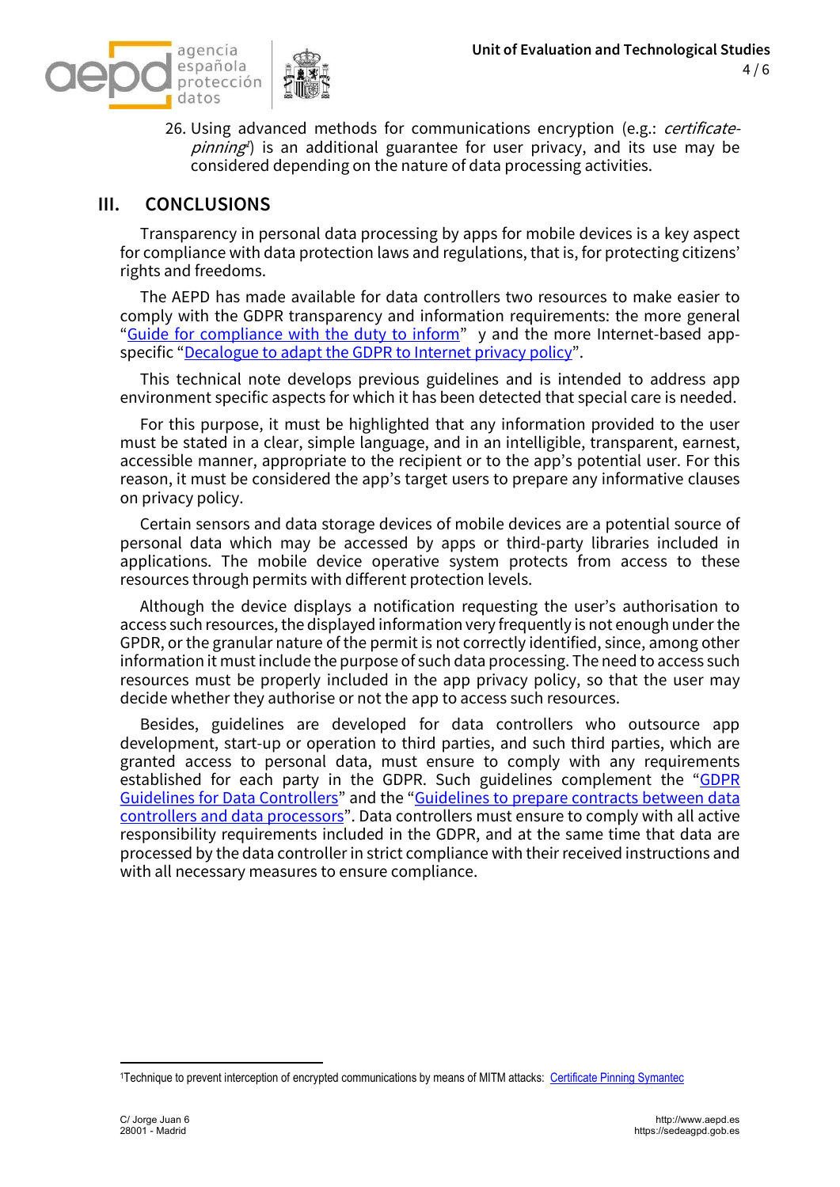26. Using advanced methods for communications encryption (e.g.: *certificate-pinning*[1]) is an additional guarantee for user privacy, and its use may be considered depending on the nature of data processing activities.

## III. CONCLUSIONS

Transparency in personal data processing by apps for mobile devices is a key aspect for compliance with data protection laws and regulations, that is, for protecting citizens' rights and freedoms.

The AEPD has made available for data controllers two resources to make easier to comply with the GDPR transparency and information requirements: the more general "Guide for compliance with the duty to inform" y and the more Internet-based app-specific "Decalogue to adapt the GDPR to Internet privacy policy".

This technical note develops previous guidelines and is intended to address app environment specific aspects for which it has been detected that special care is needed.

For this purpose, it must be highlighted that any information provided to the user must be stated in a clear, simple language, and in an intelligible, transparent, earnest, accessible manner, appropriate to the recipient or to the app's potential user. For this reason, it must be considered the app's target users to prepare any informative clauses on privacy policy.

Certain sensors and data storage devices of mobile devices are a potential source of personal data which may be accessed by apps or third-party libraries included in applications. The mobile device operative system protects from access to these resources through permits with different protection levels.

Although the device displays a notification requesting the user's authorisation to access such resources, the displayed information very frequently is not enough under the GPDR, or the granular nature of the permit is not correctly identified, since, among other information it must include the purpose of such data processing. The need to access such resources must be properly included in the app privacy policy, so that the user may decide whether they authorise or not the app to access such resources.

Besides, guidelines are developed for data controllers who outsource app development, start-up or operation to third parties, and such third parties, which are granted access to personal data, must ensure to comply with any requirements established for each party in the GDPR. Such guidelines complement the "GDPR Guidelines for Data Controllers" and the "Guidelines to prepare contracts between data controllers and data processors". Data controllers must ensure to comply with all active responsibility requirements included in the GDPR, and at the same time that data are processed by the data controller in strict compliance with their received instructions and with all necessary measures to ensure compliance.

---

[1] Technique to prevent interception of encrypted communications by means of MITM attacks: Certificate Pinning Symantec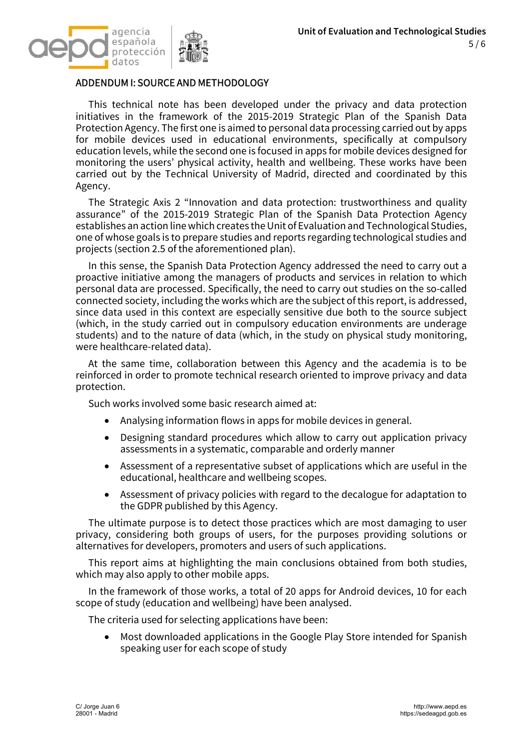## ADDENDUM I: SOURCE AND METHODOLOGY

This technical note has been developed under the privacy and data protection initiatives in the framework of the 2015-2019 Strategic Plan of the Spanish Data Protection Agency. The first one is aimed to personal data processing carried out by apps for mobile devices used in educational environments, specifically at compulsory education levels, while the second one is focused in apps for mobile devices designed for monitoring the users' physical activity, health and wellbeing. These works have been carried out by the Technical University of Madrid, directed and coordinated by this Agency.

The Strategic Axis 2 "Innovation and data protection: trustworthiness and quality assurance" of the 2015-2019 Strategic Plan of the Spanish Data Protection Agency establishes an action line which creates the Unit of Evaluation and Technological Studies, one of whose goals is to prepare studies and reports regarding technological studies and projects (section 2.5 of the aforementioned plan).

In this sense, the Spanish Data Protection Agency addressed the need to carry out a proactive initiative among the managers of products and services in relation to which personal data are processed. Specifically, the need to carry out studies on the so-called connected society, including the works which are the subject of this report, is addressed, since data used in this context are especially sensitive due both to the source subject (which, in the study carried out in compulsory education environments are underage students) and to the nature of data (which, in the study on physical study monitoring, were healthcare-related data).

At the same time, collaboration between this Agency and the academia is to be reinforced in order to promote technical research oriented to improve privacy and data protection.

Such works involved some basic research aimed at:

- Analysing information flows in apps for mobile devices in general.
- Designing standard procedures which allow to carry out application privacy assessments in a systematic, comparable and orderly manner
- Assessment of a representative subset of applications which are useful in the educational, healthcare and wellbeing scopes.
- Assessment of privacy policies with regard to the decalogue for adaptation to the GDPR published by this Agency.

The ultimate purpose is to detect those practices which are most damaging to user privacy, considering both groups of users, for the purposes providing solutions or alternatives for developers, promoters and users of such applications.

This report aims at highlighting the main conclusions obtained from both studies, which may also apply to other mobile apps.

In the framework of those works, a total of 20 apps for Android devices, 10 for each scope of study (education and wellbeing) have been analysed.

The criteria used for selecting applications have been:

- Most downloaded applications in the Google Play Store intended for Spanish speaking user for each scope of study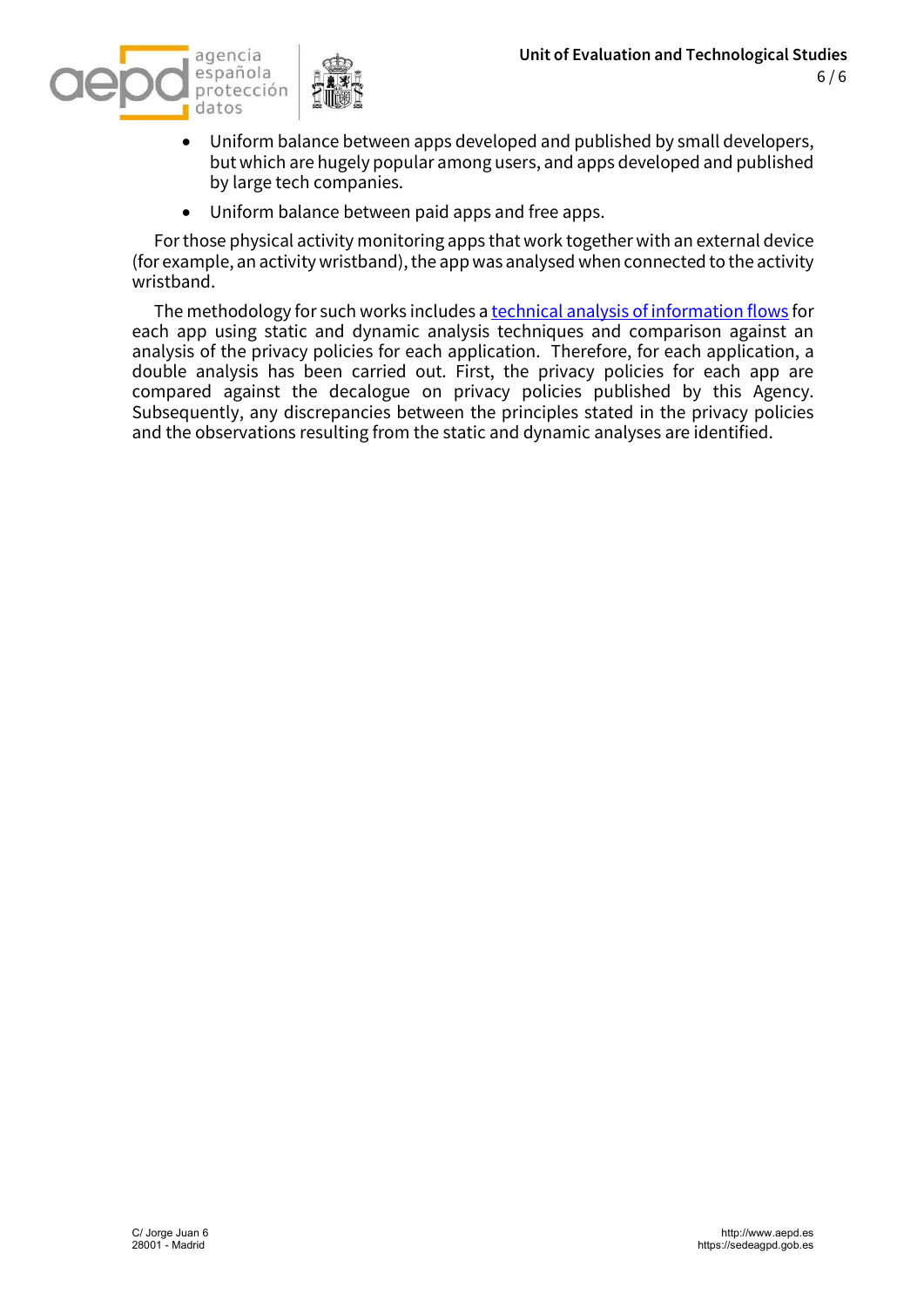- Uniform balance between apps developed and published by small developers, but which are hugely popular among users, and apps developed and published by large tech companies.
- Uniform balance between paid apps and free apps.

For those physical activity monitoring apps that work together with an external device (for example, an activity wristband), the app was analysed when connected to the activity wristband.

The methodology for such works includes a technical analysis of information flows for each app using static and dynamic analysis techniques and comparison against an analysis of the privacy policies for each application. Therefore, for each application, a double analysis has been carried out. First, the privacy policies for each app are compared against the decalogue on privacy policies published by this Agency. Subsequently, any discrepancies between the principles stated in the privacy policies and the observations resulting from the static and dynamic analyses are identified.